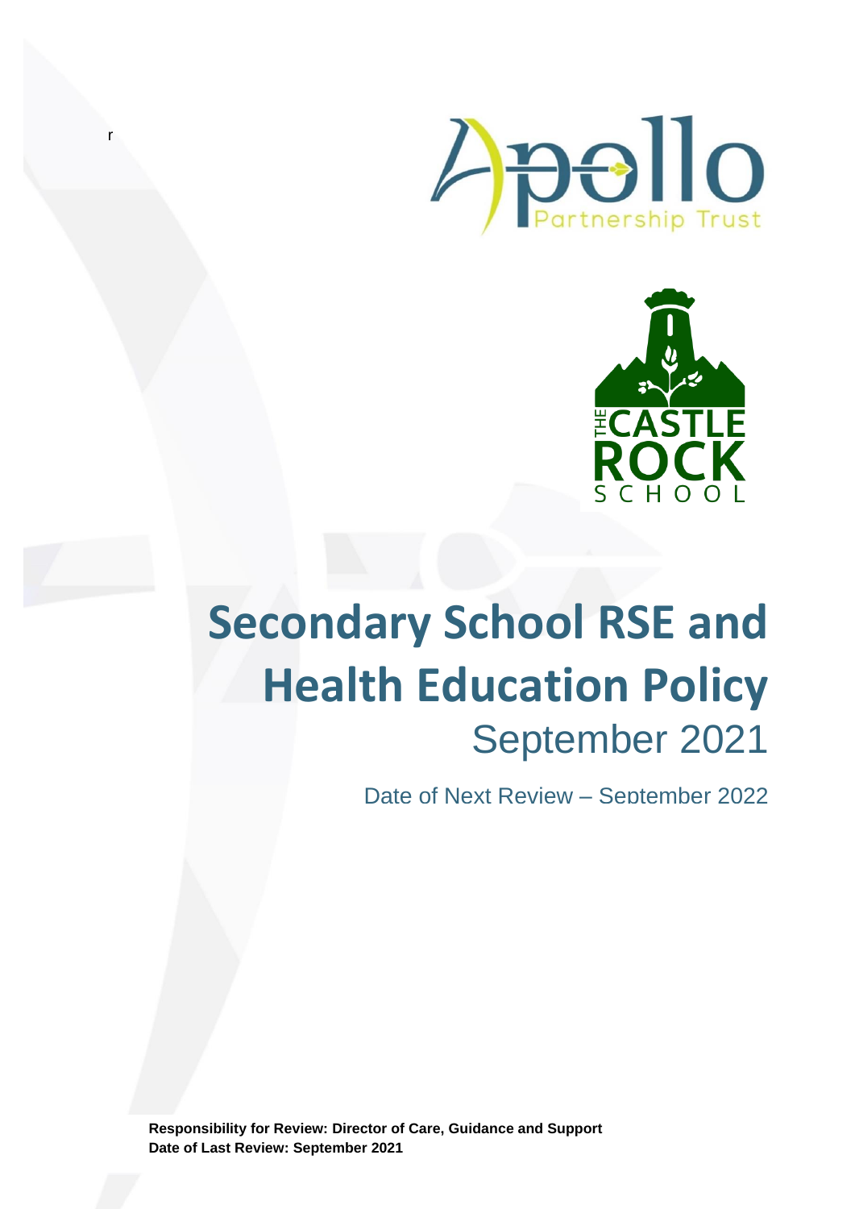r

# Secondary School RSE and Health Education Policy

## September 2021

Date of Next Review – September 2022

**Responsibility for Review: Director of Care, Guidance and Support**
**Date of Last Review: September 2021**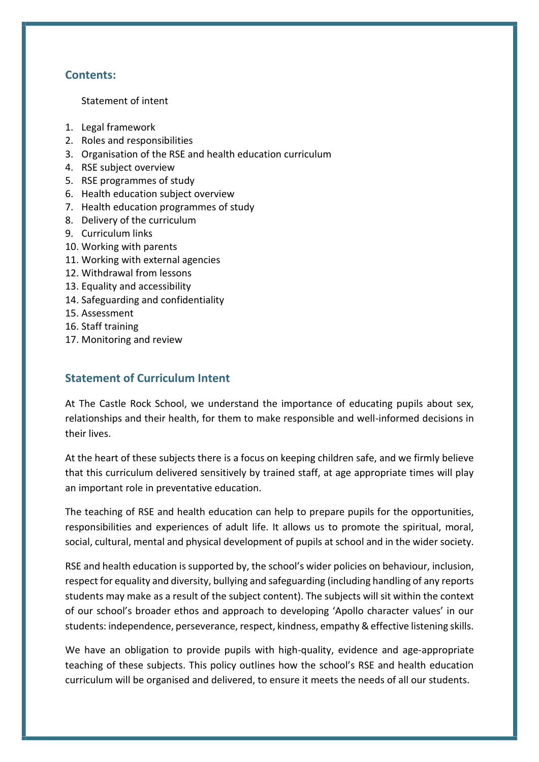## Contents:

Statement of intent

1. Legal framework
2. Roles and responsibilities
3. Organisation of the RSE and health education curriculum
4. RSE subject overview
5. RSE programmes of study
6. Health education subject overview
7. Health education programmes of study
8. Delivery of the curriculum
9. Curriculum links
10. Working with parents
11. Working with external agencies
12. Withdrawal from lessons
13. Equality and accessibility
14. Safeguarding and confidentiality
15. Assessment
16. Staff training
17. Monitoring and review

## Statement of Curriculum Intent

At The Castle Rock School, we understand the importance of educating pupils about sex, relationships and their health, for them to make responsible and well-informed decisions in their lives.

At the heart of these subjects there is a focus on keeping children safe, and we firmly believe that this curriculum delivered sensitively by trained staff, at age appropriate times will play an important role in preventative education.

The teaching of RSE and health education can help to prepare pupils for the opportunities, responsibilities and experiences of adult life. It allows us to promote the spiritual, moral, social, cultural, mental and physical development of pupils at school and in the wider society.

RSE and health education is supported by, the school's wider policies on behaviour, inclusion, respect for equality and diversity, bullying and safeguarding (including handling of any reports students may make as a result of the subject content). The subjects will sit within the context of our school's broader ethos and approach to developing 'Apollo character values' in our students: independence, perseverance, respect, kindness, empathy & effective listening skills.

We have an obligation to provide pupils with high-quality, evidence and age-appropriate teaching of these subjects. This policy outlines how the school's RSE and health education curriculum will be organised and delivered, to ensure it meets the needs of all our students.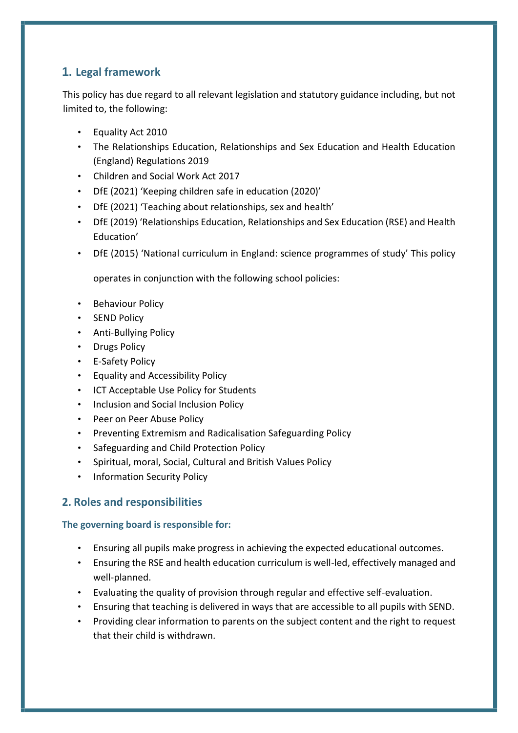## 1. Legal framework

This policy has due regard to all relevant legislation and statutory guidance including, but not limited to, the following:

- Equality Act 2010
- The Relationships Education, Relationships and Sex Education and Health Education (England) Regulations 2019
- Children and Social Work Act 2017
- DfE (2021) 'Keeping children safe in education (2020)'
- DfE (2021) 'Teaching about relationships, sex and health'
- DfE (2019) 'Relationships Education, Relationships and Sex Education (RSE) and Health Education'
- DfE (2015) 'National curriculum in England: science programmes of study' This policy

  operates in conjunction with the following school policies:

- Behaviour Policy
- SEND Policy
- Anti-Bullying Policy
- Drugs Policy
- E-Safety Policy
- Equality and Accessibility Policy
- ICT Acceptable Use Policy for Students
- Inclusion and Social Inclusion Policy
- Peer on Peer Abuse Policy
- Preventing Extremism and Radicalisation Safeguarding Policy
- Safeguarding and Child Protection Policy
- Spiritual, moral, Social, Cultural and British Values Policy
- Information Security Policy

## 2. Roles and responsibilities

### The governing board is responsible for:

- Ensuring all pupils make progress in achieving the expected educational outcomes.
- Ensuring the RSE and health education curriculum is well-led, effectively managed and well-planned.
- Evaluating the quality of provision through regular and effective self-evaluation.
- Ensuring that teaching is delivered in ways that are accessible to all pupils with SEND.
- Providing clear information to parents on the subject content and the right to request that their child is withdrawn.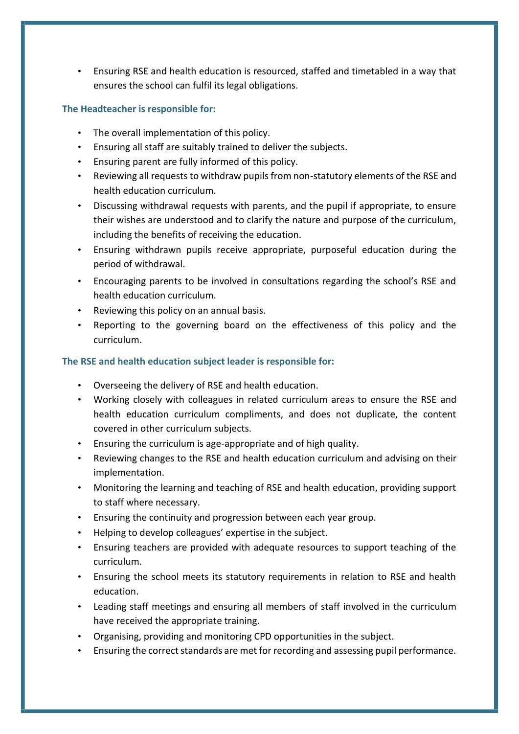- Ensuring RSE and health education is resourced, staffed and timetabled in a way that ensures the school can fulfil its legal obligations.

**The Headteacher is responsible for:**

- The overall implementation of this policy.
- Ensuring all staff are suitably trained to deliver the subjects.
- Ensuring parent are fully informed of this policy.
- Reviewing all requests to withdraw pupils from non-statutory elements of the RSE and health education curriculum.
- Discussing withdrawal requests with parents, and the pupil if appropriate, to ensure their wishes are understood and to clarify the nature and purpose of the curriculum, including the benefits of receiving the education.
- Ensuring withdrawn pupils receive appropriate, purposeful education during the period of withdrawal.
- Encouraging parents to be involved in consultations regarding the school's RSE and health education curriculum.
- Reviewing this policy on an annual basis.
- Reporting to the governing board on the effectiveness of this policy and the curriculum.

**The RSE and health education subject leader is responsible for:**

- Overseeing the delivery of RSE and health education.
- Working closely with colleagues in related curriculum areas to ensure the RSE and health education curriculum compliments, and does not duplicate, the content covered in other curriculum subjects.
- Ensuring the curriculum is age-appropriate and of high quality.
- Reviewing changes to the RSE and health education curriculum and advising on their implementation.
- Monitoring the learning and teaching of RSE and health education, providing support to staff where necessary.
- Ensuring the continuity and progression between each year group.
- Helping to develop colleagues' expertise in the subject.
- Ensuring teachers are provided with adequate resources to support teaching of the curriculum.
- Ensuring the school meets its statutory requirements in relation to RSE and health education.
- Leading staff meetings and ensuring all members of staff involved in the curriculum have received the appropriate training.
- Organising, providing and monitoring CPD opportunities in the subject.
- Ensuring the correct standards are met for recording and assessing pupil performance.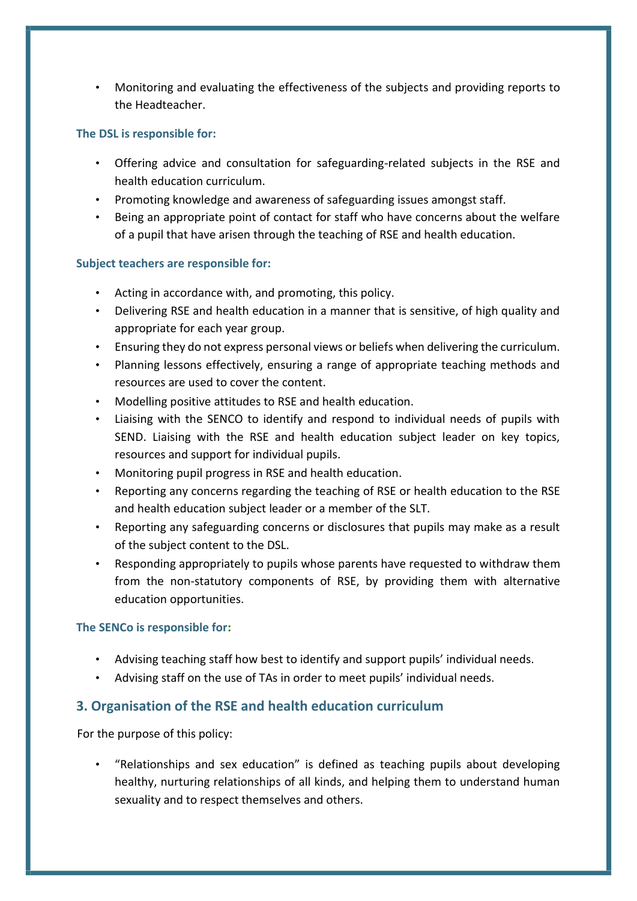- Monitoring and evaluating the effectiveness of the subjects and providing reports to the Headteacher.

**The DSL is responsible for:**

- Offering advice and consultation for safeguarding-related subjects in the RSE and health education curriculum.
- Promoting knowledge and awareness of safeguarding issues amongst staff.
- Being an appropriate point of contact for staff who have concerns about the welfare of a pupil that have arisen through the teaching of RSE and health education.

**Subject teachers are responsible for:**

- Acting in accordance with, and promoting, this policy.
- Delivering RSE and health education in a manner that is sensitive, of high quality and appropriate for each year group.
- Ensuring they do not express personal views or beliefs when delivering the curriculum.
- Planning lessons effectively, ensuring a range of appropriate teaching methods and resources are used to cover the content.
- Modelling positive attitudes to RSE and health education.
- Liaising with the SENCO to identify and respond to individual needs of pupils with SEND. Liaising with the RSE and health education subject leader on key topics, resources and support for individual pupils.
- Monitoring pupil progress in RSE and health education.
- Reporting any concerns regarding the teaching of RSE or health education to the RSE and health education subject leader or a member of the SLT.
- Reporting any safeguarding concerns or disclosures that pupils may make as a result of the subject content to the DSL.
- Responding appropriately to pupils whose parents have requested to withdraw them from the non-statutory components of RSE, by providing them with alternative education opportunities.

**The SENCo is responsible for:**

- Advising teaching staff how best to identify and support pupils' individual needs.
- Advising staff on the use of TAs in order to meet pupils' individual needs.

## 3. Organisation of the RSE and health education curriculum

For the purpose of this policy:

- "Relationships and sex education" is defined as teaching pupils about developing healthy, nurturing relationships of all kinds, and helping them to understand human sexuality and to respect themselves and others.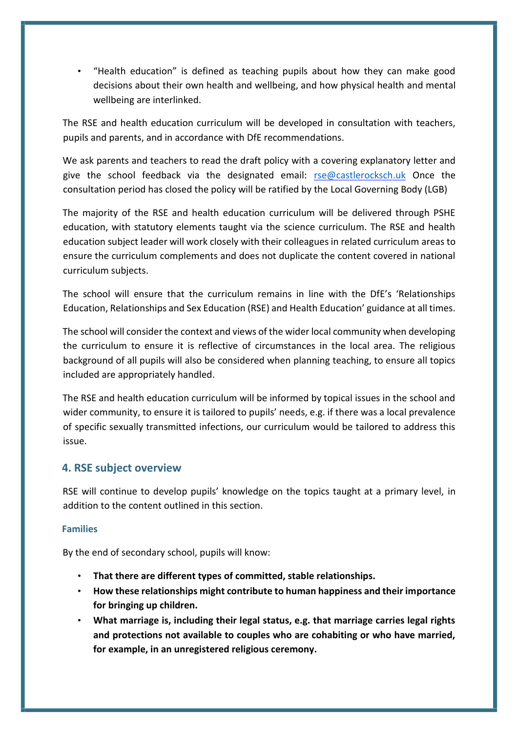- "Health education" is defined as teaching pupils about how they can make good decisions about their own health and wellbeing, and how physical health and mental wellbeing are interlinked.

The RSE and health education curriculum will be developed in consultation with teachers, pupils and parents, and in accordance with DfE recommendations.

We ask parents and teachers to read the draft policy with a covering explanatory letter and give the school feedback via the designated email: [rse@castlerocksch.uk](mailto:rse@castlerocksch.uk) Once the consultation period has closed the policy will be ratified by the Local Governing Body (LGB)

The majority of the RSE and health education curriculum will be delivered through PSHE education, with statutory elements taught via the science curriculum. The RSE and health education subject leader will work closely with their colleagues in related curriculum areas to ensure the curriculum complements and does not duplicate the content covered in national curriculum subjects.

The school will ensure that the curriculum remains in line with the DfE's 'Relationships Education, Relationships and Sex Education (RSE) and Health Education' guidance at all times.

The school will consider the context and views of the wider local community when developing the curriculum to ensure it is reflective of circumstances in the local area. The religious background of all pupils will also be considered when planning teaching, to ensure all topics included are appropriately handled.

The RSE and health education curriculum will be informed by topical issues in the school and wider community, to ensure it is tailored to pupils' needs, e.g. if there was a local prevalence of specific sexually transmitted infections, our curriculum would be tailored to address this issue.

## 4. RSE subject overview

RSE will continue to develop pupils' knowledge on the topics taught at a primary level, in addition to the content outlined in this section.

### Families

By the end of secondary school, pupils will know:

- **That there are different types of committed, stable relationships.**
- **How these relationships might contribute to human happiness and their importance for bringing up children.**
- **What marriage is, including their legal status, e.g. that marriage carries legal rights and protections not available to couples who are cohabiting or who have married, for example, in an unregistered religious ceremony.**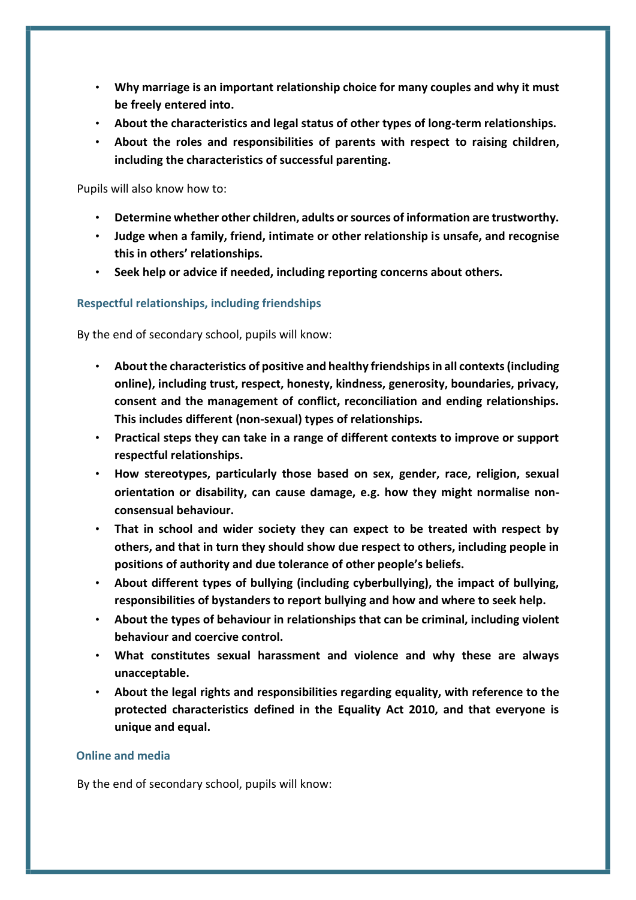- **Why marriage is an important relationship choice for many couples and why it must be freely entered into.**
- **About the characteristics and legal status of other types of long-term relationships.**
- **About the roles and responsibilities of parents with respect to raising children, including the characteristics of successful parenting.**

Pupils will also know how to:

- **Determine whether other children, adults or sources of information are trustworthy.**
- **Judge when a family, friend, intimate or other relationship is unsafe, and recognise this in others' relationships.**
- **Seek help or advice if needed, including reporting concerns about others.**

### Respectful relationships, including friendships

By the end of secondary school, pupils will know:

- **About the characteristics of positive and healthy friendships in all contexts (including online), including trust, respect, honesty, kindness, generosity, boundaries, privacy, consent and the management of conflict, reconciliation and ending relationships. This includes different (non-sexual) types of relationships.**
- **Practical steps they can take in a range of different contexts to improve or support respectful relationships.**
- **How stereotypes, particularly those based on sex, gender, race, religion, sexual orientation or disability, can cause damage, e.g. how they might normalise non-consensual behaviour.**
- **That in school and wider society they can expect to be treated with respect by others, and that in turn they should show due respect to others, including people in positions of authority and due tolerance of other people's beliefs.**
- **About different types of bullying (including cyberbullying), the impact of bullying, responsibilities of bystanders to report bullying and how and where to seek help.**
- **About the types of behaviour in relationships that can be criminal, including violent behaviour and coercive control.**
- **What constitutes sexual harassment and violence and why these are always unacceptable.**
- **About the legal rights and responsibilities regarding equality, with reference to the protected characteristics defined in the Equality Act 2010, and that everyone is unique and equal.**

### Online and media

By the end of secondary school, pupils will know: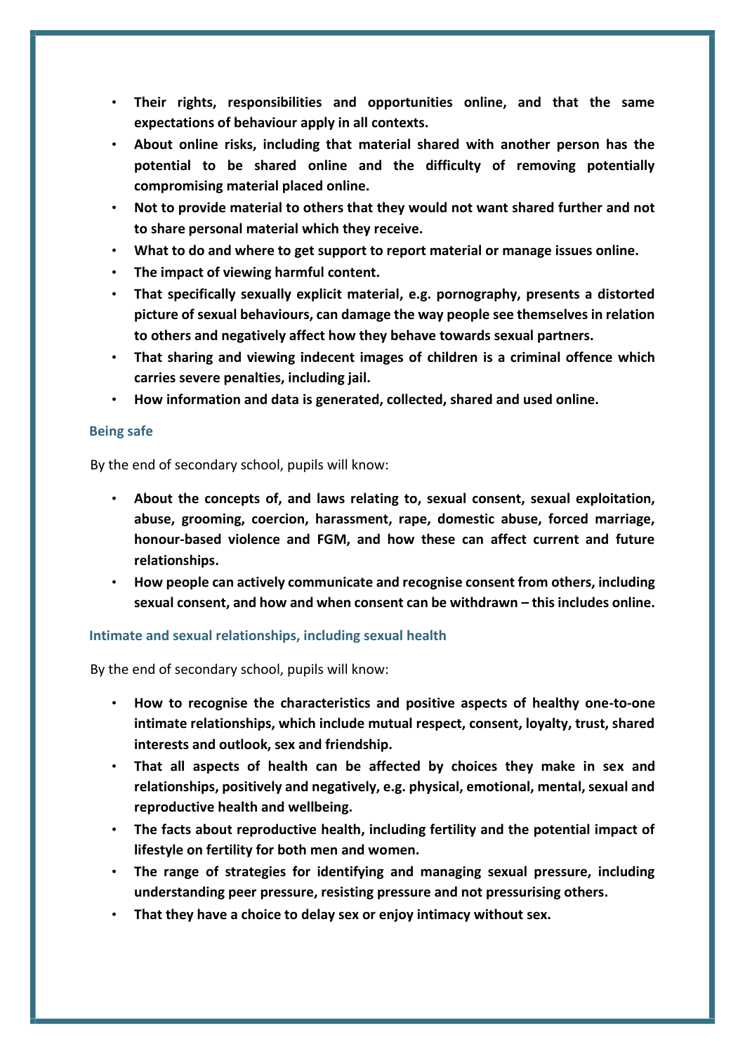- **Their rights, responsibilities and opportunities online, and that the same expectations of behaviour apply in all contexts.**
- **About online risks, including that material shared with another person has the potential to be shared online and the difficulty of removing potentially compromising material placed online.**
- **Not to provide material to others that they would not want shared further and not to share personal material which they receive.**
- **What to do and where to get support to report material or manage issues online.**
- **The impact of viewing harmful content.**
- **That specifically sexually explicit material, e.g. pornography, presents a distorted picture of sexual behaviours, can damage the way people see themselves in relation to others and negatively affect how they behave towards sexual partners.**
- **That sharing and viewing indecent images of children is a criminal offence which carries severe penalties, including jail.**
- **How information and data is generated, collected, shared and used online.**

### Being safe

By the end of secondary school, pupils will know:

- **About the concepts of, and laws relating to, sexual consent, sexual exploitation, abuse, grooming, coercion, harassment, rape, domestic abuse, forced marriage, honour-based violence and FGM, and how these can affect current and future relationships.**
- **How people can actively communicate and recognise consent from others, including sexual consent, and how and when consent can be withdrawn – this includes online.**

### Intimate and sexual relationships, including sexual health

By the end of secondary school, pupils will know:

- **How to recognise the characteristics and positive aspects of healthy one-to-one intimate relationships, which include mutual respect, consent, loyalty, trust, shared interests and outlook, sex and friendship.**
- **That all aspects of health can be affected by choices they make in sex and relationships, positively and negatively, e.g. physical, emotional, mental, sexual and reproductive health and wellbeing.**
- **The facts about reproductive health, including fertility and the potential impact of lifestyle on fertility for both men and women.**
- **The range of strategies for identifying and managing sexual pressure, including understanding peer pressure, resisting pressure and not pressurising others.**
- **That they have a choice to delay sex or enjoy intimacy without sex.**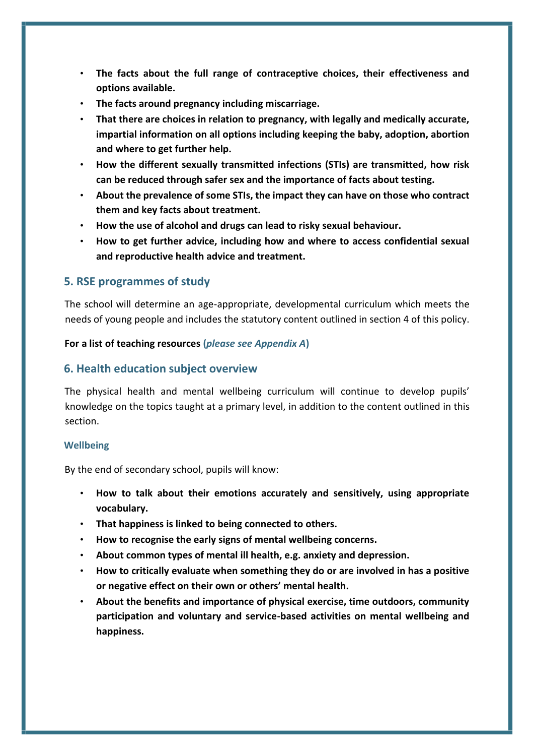- **The facts about the full range of contraceptive choices, their effectiveness and options available.**
- **The facts around pregnancy including miscarriage.**
- **That there are choices in relation to pregnancy, with legally and medically accurate, impartial information on all options including keeping the baby, adoption, abortion and where to get further help.**
- **How the different sexually transmitted infections (STIs) are transmitted, how risk can be reduced through safer sex and the importance of facts about testing.**
- **About the prevalence of some STIs, the impact they can have on those who contract them and key facts about treatment.**
- **How the use of alcohol and drugs can lead to risky sexual behaviour.**
- **How to get further advice, including how and where to access confidential sexual and reproductive health advice and treatment.**

## 5. RSE programmes of study

The school will determine an age-appropriate, developmental curriculum which meets the needs of young people and includes the statutory content outlined in section 4 of this policy.

**For a list of teaching resources (*please see Appendix A*)**

## 6. Health education subject overview

The physical health and mental wellbeing curriculum will continue to develop pupils' knowledge on the topics taught at a primary level, in addition to the content outlined in this section.

### Wellbeing

By the end of secondary school, pupils will know:

- **How to talk about their emotions accurately and sensitively, using appropriate vocabulary.**
- **That happiness is linked to being connected to others.**
- **How to recognise the early signs of mental wellbeing concerns.**
- **About common types of mental ill health, e.g. anxiety and depression.**
- **How to critically evaluate when something they do or are involved in has a positive or negative effect on their own or others' mental health.**
- **About the benefits and importance of physical exercise, time outdoors, community participation and voluntary and service-based activities on mental wellbeing and happiness.**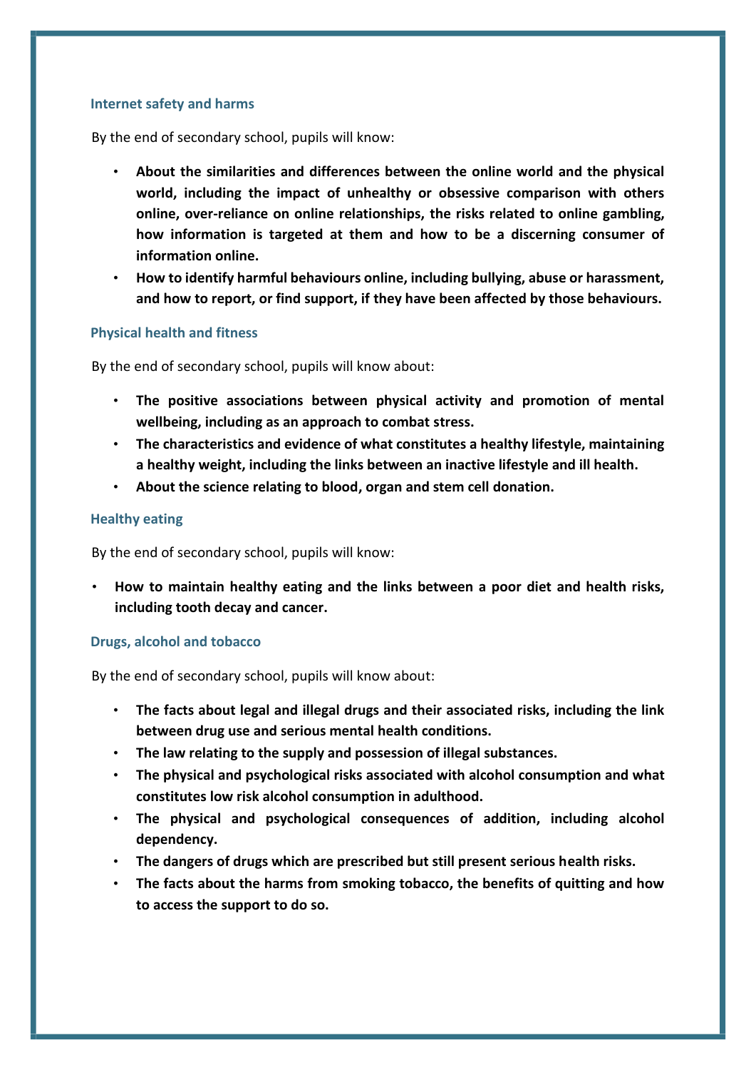### Internet safety and harms

By the end of secondary school, pupils will know:

- **About the similarities and differences between the online world and the physical world, including the impact of unhealthy or obsessive comparison with others online, over-reliance on online relationships, the risks related to online gambling, how information is targeted at them and how to be a discerning consumer of information online.**
- **How to identify harmful behaviours online, including bullying, abuse or harassment, and how to report, or find support, if they have been affected by those behaviours.**

### Physical health and fitness

By the end of secondary school, pupils will know about:

- **The positive associations between physical activity and promotion of mental wellbeing, including as an approach to combat stress.**
- **The characteristics and evidence of what constitutes a healthy lifestyle, maintaining a healthy weight, including the links between an inactive lifestyle and ill health.**
- **About the science relating to blood, organ and stem cell donation.**

### Healthy eating

By the end of secondary school, pupils will know:

- **How to maintain healthy eating and the links between a poor diet and health risks, including tooth decay and cancer.**

### Drugs, alcohol and tobacco

By the end of secondary school, pupils will know about:

- **The facts about legal and illegal drugs and their associated risks, including the link between drug use and serious mental health conditions.**
- **The law relating to the supply and possession of illegal substances.**
- **The physical and psychological risks associated with alcohol consumption and what constitutes low risk alcohol consumption in adulthood.**
- **The physical and psychological consequences of addition, including alcohol dependency.**
- **The dangers of drugs which are prescribed but still present serious health risks.**
- **The facts about the harms from smoking tobacco, the benefits of quitting and how to access the support to do so.**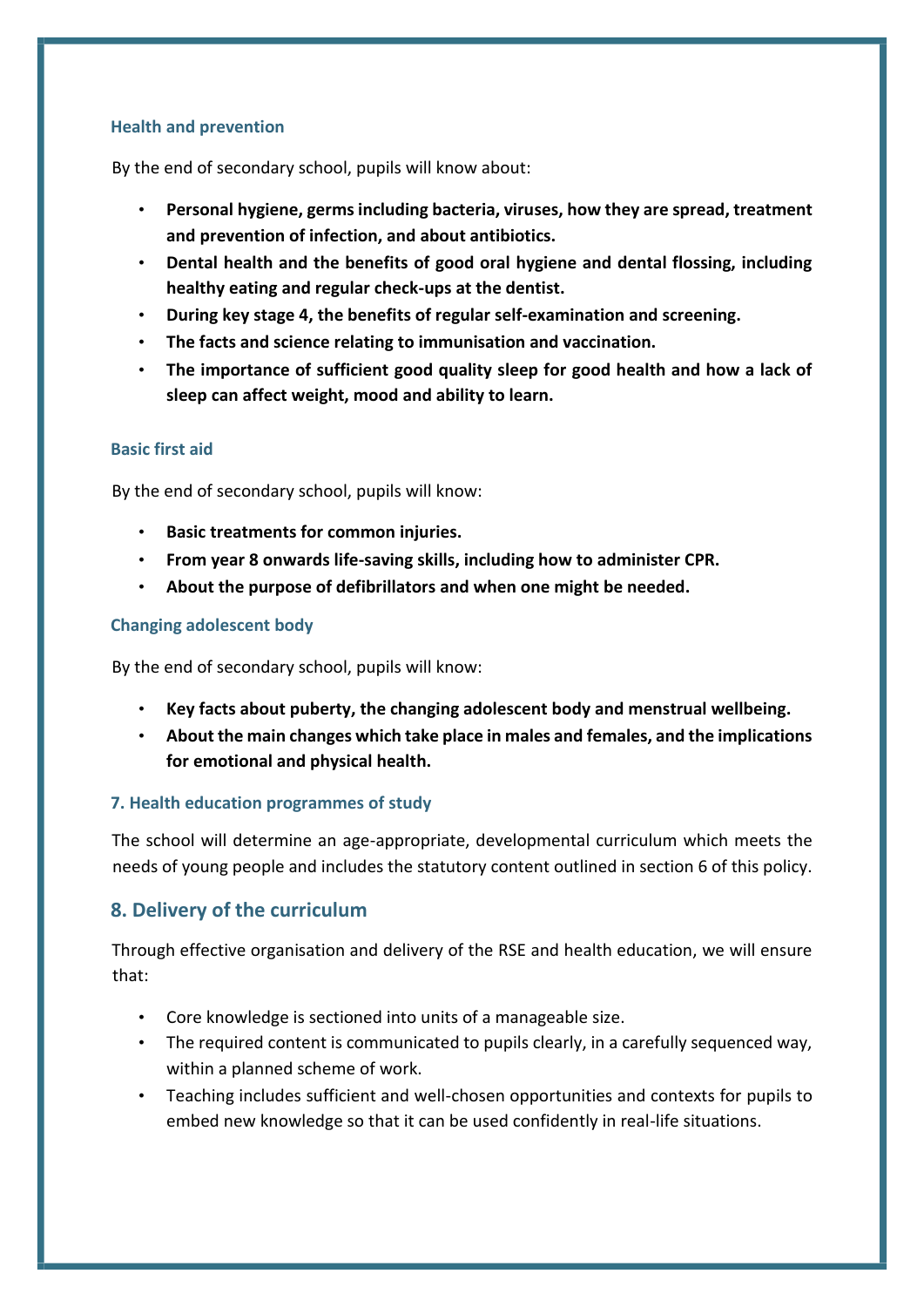### Health and prevention

By the end of secondary school, pupils will know about:

- **Personal hygiene, germs including bacteria, viruses, how they are spread, treatment and prevention of infection, and about antibiotics.**
- **Dental health and the benefits of good oral hygiene and dental flossing, including healthy eating and regular check-ups at the dentist.**
- **During key stage 4, the benefits of regular self-examination and screening.**
- **The facts and science relating to immunisation and vaccination.**
- **The importance of sufficient good quality sleep for good health and how a lack of sleep can affect weight, mood and ability to learn.**

### Basic first aid

By the end of secondary school, pupils will know:

- **Basic treatments for common injuries.**
- **From year 8 onwards life-saving skills, including how to administer CPR.**
- **About the purpose of defibrillators and when one might be needed.**

### Changing adolescent body

By the end of secondary school, pupils will know:

- **Key facts about puberty, the changing adolescent body and menstrual wellbeing.**
- **About the main changes which take place in males and females, and the implications for emotional and physical health.**

### 7. Health education programmes of study

The school will determine an age-appropriate, developmental curriculum which meets the needs of young people and includes the statutory content outlined in section 6 of this policy.

## 8. Delivery of the curriculum

Through effective organisation and delivery of the RSE and health education, we will ensure that:

- Core knowledge is sectioned into units of a manageable size.
- The required content is communicated to pupils clearly, in a carefully sequenced way, within a planned scheme of work.
- Teaching includes sufficient and well-chosen opportunities and contexts for pupils to embed new knowledge so that it can be used confidently in real-life situations.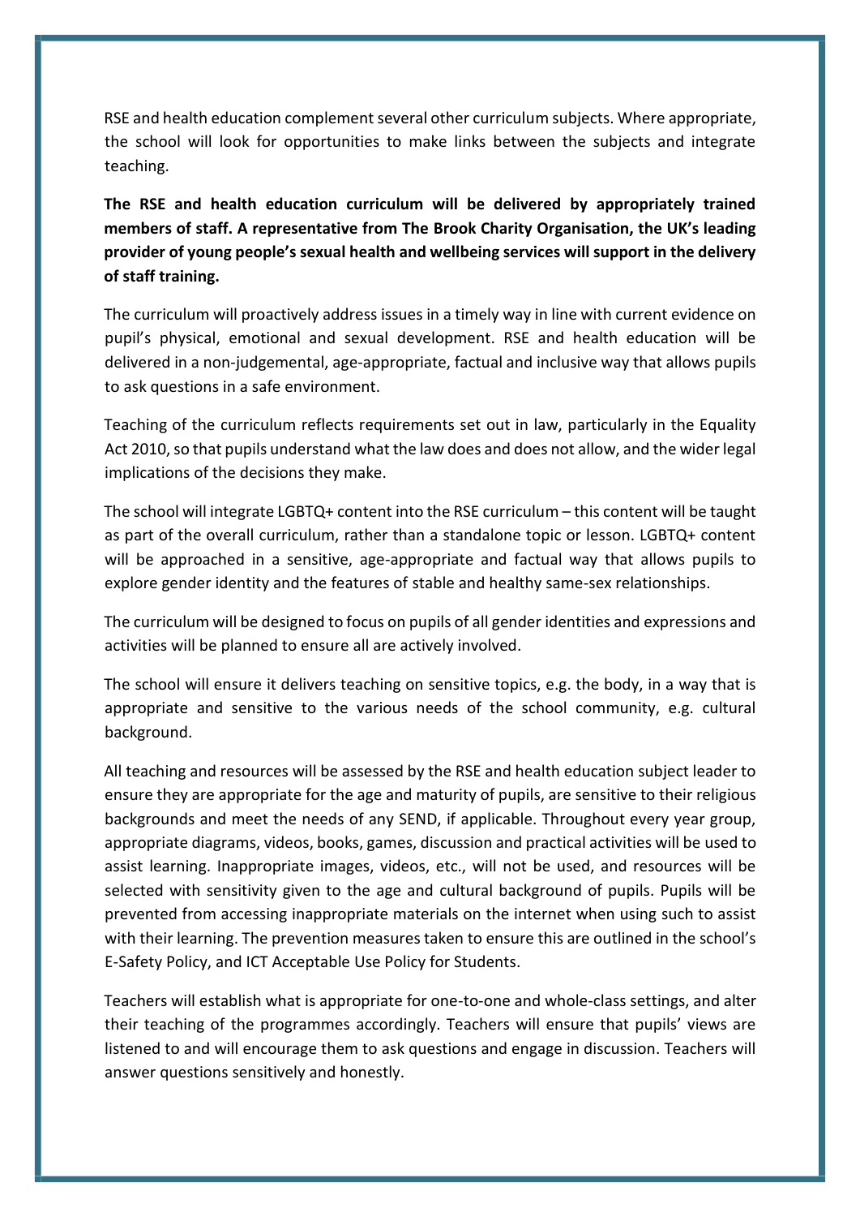RSE and health education complement several other curriculum subjects. Where appropriate, the school will look for opportunities to make links between the subjects and integrate teaching.

**The RSE and health education curriculum will be delivered by appropriately trained members of staff. A representative from The Brook Charity Organisation, the UK's leading provider of young people's sexual health and wellbeing services will support in the delivery of staff training.**

The curriculum will proactively address issues in a timely way in line with current evidence on pupil's physical, emotional and sexual development. RSE and health education will be delivered in a non-judgemental, age-appropriate, factual and inclusive way that allows pupils to ask questions in a safe environment.

Teaching of the curriculum reflects requirements set out in law, particularly in the Equality Act 2010, so that pupils understand what the law does and does not allow, and the wider legal implications of the decisions they make.

The school will integrate LGBTQ+ content into the RSE curriculum – this content will be taught as part of the overall curriculum, rather than a standalone topic or lesson. LGBTQ+ content will be approached in a sensitive, age-appropriate and factual way that allows pupils to explore gender identity and the features of stable and healthy same-sex relationships.

The curriculum will be designed to focus on pupils of all gender identities and expressions and activities will be planned to ensure all are actively involved.

The school will ensure it delivers teaching on sensitive topics, e.g. the body, in a way that is appropriate and sensitive to the various needs of the school community, e.g. cultural background.

All teaching and resources will be assessed by the RSE and health education subject leader to ensure they are appropriate for the age and maturity of pupils, are sensitive to their religious backgrounds and meet the needs of any SEND, if applicable. Throughout every year group, appropriate diagrams, videos, books, games, discussion and practical activities will be used to assist learning. Inappropriate images, videos, etc., will not be used, and resources will be selected with sensitivity given to the age and cultural background of pupils. Pupils will be prevented from accessing inappropriate materials on the internet when using such to assist with their learning. The prevention measures taken to ensure this are outlined in the school's E-Safety Policy, and ICT Acceptable Use Policy for Students.

Teachers will establish what is appropriate for one-to-one and whole-class settings, and alter their teaching of the programmes accordingly. Teachers will ensure that pupils' views are listened to and will encourage them to ask questions and engage in discussion. Teachers will answer questions sensitively and honestly.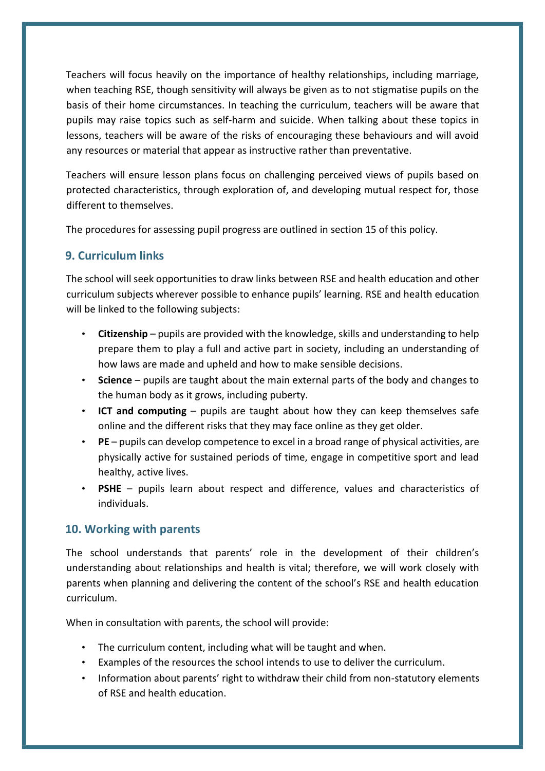Teachers will focus heavily on the importance of healthy relationships, including marriage, when teaching RSE, though sensitivity will always be given as to not stigmatise pupils on the basis of their home circumstances. In teaching the curriculum, teachers will be aware that pupils may raise topics such as self-harm and suicide. When talking about these topics in lessons, teachers will be aware of the risks of encouraging these behaviours and will avoid any resources or material that appear as instructive rather than preventative.

Teachers will ensure lesson plans focus on challenging perceived views of pupils based on protected characteristics, through exploration of, and developing mutual respect for, those different to themselves.

The procedures for assessing pupil progress are outlined in section 15 of this policy.

## 9. Curriculum links

The school will seek opportunities to draw links between RSE and health education and other curriculum subjects wherever possible to enhance pupils' learning. RSE and health education will be linked to the following subjects:

- **Citizenship** – pupils are provided with the knowledge, skills and understanding to help prepare them to play a full and active part in society, including an understanding of how laws are made and upheld and how to make sensible decisions.
- **Science** – pupils are taught about the main external parts of the body and changes to the human body as it grows, including puberty.
- **ICT and computing** – pupils are taught about how they can keep themselves safe online and the different risks that they may face online as they get older.
- **PE** – pupils can develop competence to excel in a broad range of physical activities, are physically active for sustained periods of time, engage in competitive sport and lead healthy, active lives.
- **PSHE** – pupils learn about respect and difference, values and characteristics of individuals.

## 10. Working with parents

The school understands that parents' role in the development of their children's understanding about relationships and health is vital; therefore, we will work closely with parents when planning and delivering the content of the school's RSE and health education curriculum.

When in consultation with parents, the school will provide:

- The curriculum content, including what will be taught and when.
- Examples of the resources the school intends to use to deliver the curriculum.
- Information about parents' right to withdraw their child from non-statutory elements of RSE and health education.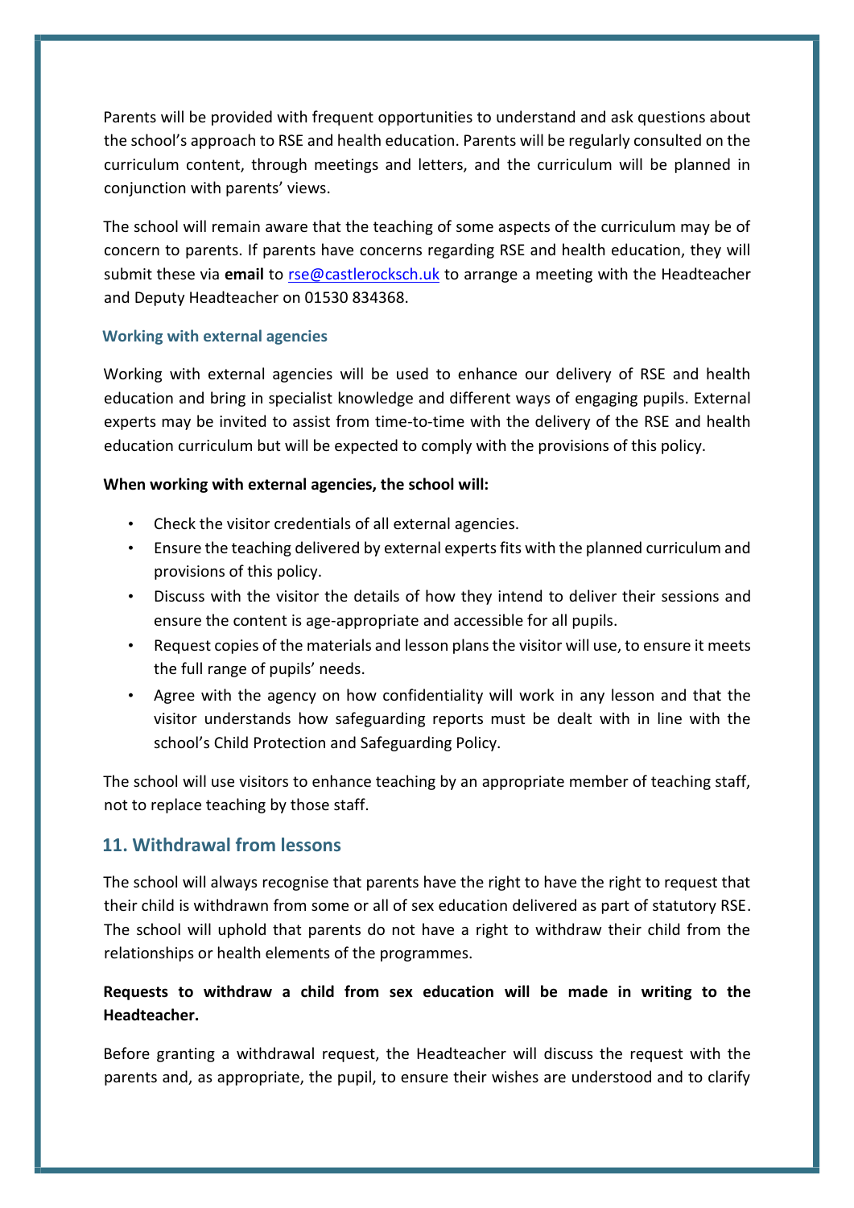Parents will be provided with frequent opportunities to understand and ask questions about the school's approach to RSE and health education. Parents will be regularly consulted on the curriculum content, through meetings and letters, and the curriculum will be planned in conjunction with parents' views.

The school will remain aware that the teaching of some aspects of the curriculum may be of concern to parents. If parents have concerns regarding RSE and health education, they will submit these via **email** to rse@castlerocksch.uk to arrange a meeting with the Headteacher and Deputy Headteacher on 01530 834368.

### Working with external agencies

Working with external agencies will be used to enhance our delivery of RSE and health education and bring in specialist knowledge and different ways of engaging pupils. External experts may be invited to assist from time-to-time with the delivery of the RSE and health education curriculum but will be expected to comply with the provisions of this policy.

**When working with external agencies, the school will:**

- Check the visitor credentials of all external agencies.
- Ensure the teaching delivered by external experts fits with the planned curriculum and provisions of this policy.
- Discuss with the visitor the details of how they intend to deliver their sessions and ensure the content is age-appropriate and accessible for all pupils.
- Request copies of the materials and lesson plans the visitor will use, to ensure it meets the full range of pupils' needs.
- Agree with the agency on how confidentiality will work in any lesson and that the visitor understands how safeguarding reports must be dealt with in line with the school's Child Protection and Safeguarding Policy.

The school will use visitors to enhance teaching by an appropriate member of teaching staff, not to replace teaching by those staff.

## 11. Withdrawal from lessons

The school will always recognise that parents have the right to have the right to request that their child is withdrawn from some or all of sex education delivered as part of statutory RSE. The school will uphold that parents do not have a right to withdraw their child from the relationships or health elements of the programmes.

**Requests to withdraw a child from sex education will be made in writing to the Headteacher.**

Before granting a withdrawal request, the Headteacher will discuss the request with the parents and, as appropriate, the pupil, to ensure their wishes are understood and to clarify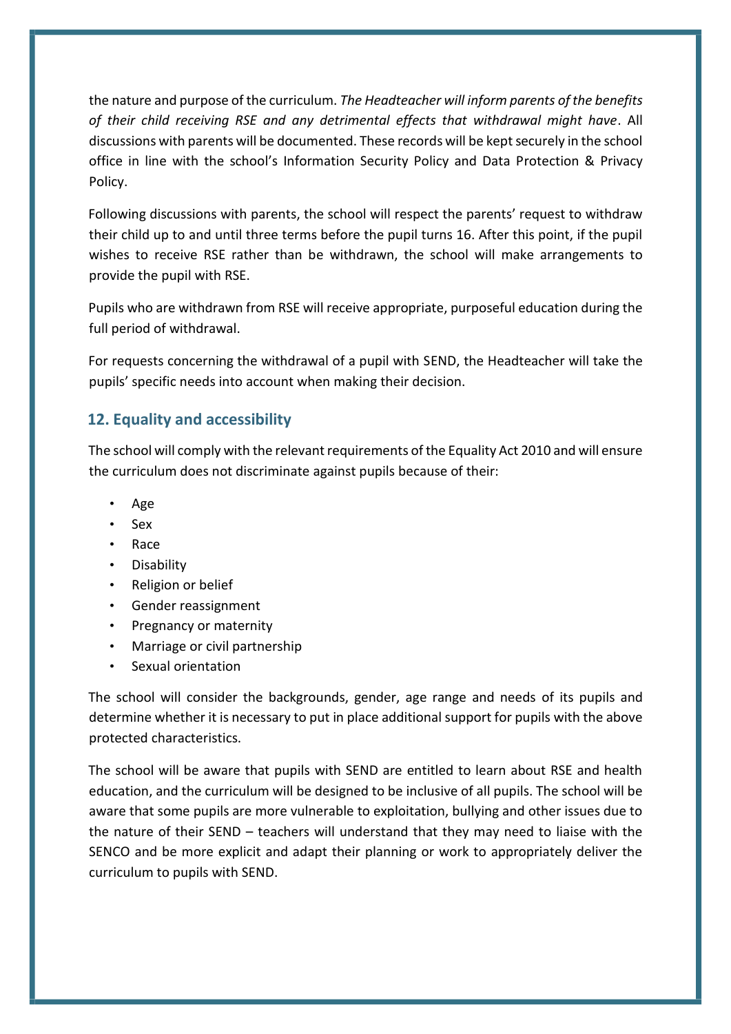the nature and purpose of the curriculum. *The Headteacher will inform parents of the benefits of their child receiving RSE and any detrimental effects that withdrawal might have*. All discussions with parents will be documented. These records will be kept securely in the school office in line with the school's Information Security Policy and Data Protection & Privacy Policy.

Following discussions with parents, the school will respect the parents' request to withdraw their child up to and until three terms before the pupil turns 16. After this point, if the pupil wishes to receive RSE rather than be withdrawn, the school will make arrangements to provide the pupil with RSE.

Pupils who are withdrawn from RSE will receive appropriate, purposeful education during the full period of withdrawal.

For requests concerning the withdrawal of a pupil with SEND, the Headteacher will take the pupils' specific needs into account when making their decision.

## 12. Equality and accessibility

The school will comply with the relevant requirements of the Equality Act 2010 and will ensure the curriculum does not discriminate against pupils because of their:

- Age
- Sex
- Race
- Disability
- Religion or belief
- Gender reassignment
- Pregnancy or maternity
- Marriage or civil partnership
- Sexual orientation

The school will consider the backgrounds, gender, age range and needs of its pupils and determine whether it is necessary to put in place additional support for pupils with the above protected characteristics.

The school will be aware that pupils with SEND are entitled to learn about RSE and health education, and the curriculum will be designed to be inclusive of all pupils. The school will be aware that some pupils are more vulnerable to exploitation, bullying and other issues due to the nature of their SEND – teachers will understand that they may need to liaise with the SENCO and be more explicit and adapt their planning or work to appropriately deliver the curriculum to pupils with SEND.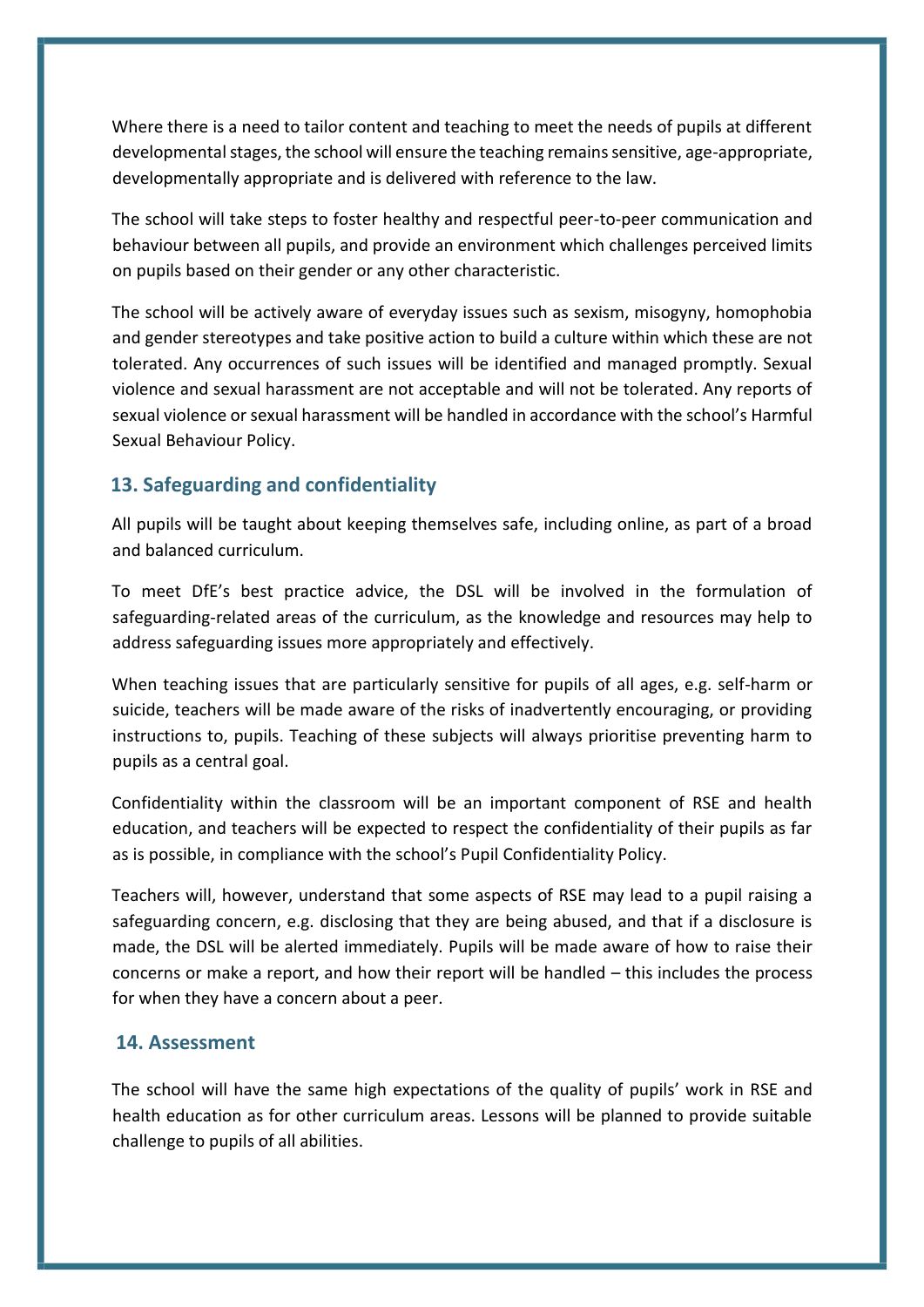Where there is a need to tailor content and teaching to meet the needs of pupils at different developmental stages, the school will ensure the teaching remains sensitive, age-appropriate, developmentally appropriate and is delivered with reference to the law.

The school will take steps to foster healthy and respectful peer-to-peer communication and behaviour between all pupils, and provide an environment which challenges perceived limits on pupils based on their gender or any other characteristic.

The school will be actively aware of everyday issues such as sexism, misogyny, homophobia and gender stereotypes and take positive action to build a culture within which these are not tolerated. Any occurrences of such issues will be identified and managed promptly. Sexual violence and sexual harassment are not acceptable and will not be tolerated. Any reports of sexual violence or sexual harassment will be handled in accordance with the school's Harmful Sexual Behaviour Policy.

## 13. Safeguarding and confidentiality

All pupils will be taught about keeping themselves safe, including online, as part of a broad and balanced curriculum.

To meet DfE's best practice advice, the DSL will be involved in the formulation of safeguarding-related areas of the curriculum, as the knowledge and resources may help to address safeguarding issues more appropriately and effectively.

When teaching issues that are particularly sensitive for pupils of all ages, e.g. self-harm or suicide, teachers will be made aware of the risks of inadvertently encouraging, or providing instructions to, pupils. Teaching of these subjects will always prioritise preventing harm to pupils as a central goal.

Confidentiality within the classroom will be an important component of RSE and health education, and teachers will be expected to respect the confidentiality of their pupils as far as is possible, in compliance with the school's Pupil Confidentiality Policy.

Teachers will, however, understand that some aspects of RSE may lead to a pupil raising a safeguarding concern, e.g. disclosing that they are being abused, and that if a disclosure is made, the DSL will be alerted immediately. Pupils will be made aware of how to raise their concerns or make a report, and how their report will be handled – this includes the process for when they have a concern about a peer.

## 14. Assessment

The school will have the same high expectations of the quality of pupils' work in RSE and health education as for other curriculum areas. Lessons will be planned to provide suitable challenge to pupils of all abilities.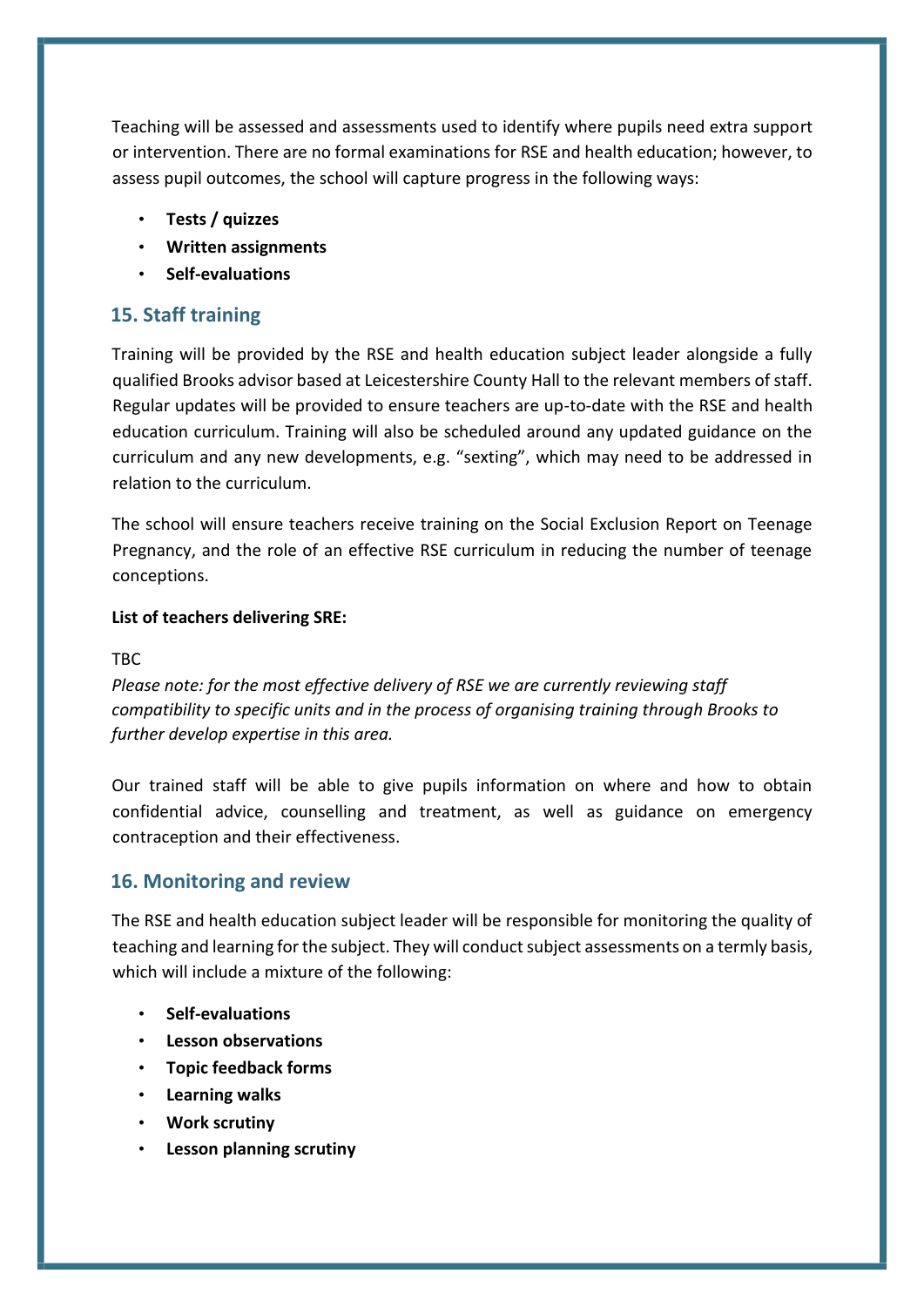Teaching will be assessed and assessments used to identify where pupils need extra support or intervention. There are no formal examinations for RSE and health education; however, to assess pupil outcomes, the school will capture progress in the following ways:

- **Tests / quizzes**
- **Written assignments**
- **Self-evaluations**

## 15. Staff training

Training will be provided by the RSE and health education subject leader alongside a fully qualified Brooks advisor based at Leicestershire County Hall to the relevant members of staff. Regular updates will be provided to ensure teachers are up-to-date with the RSE and health education curriculum. Training will also be scheduled around any updated guidance on the curriculum and any new developments, e.g. "sexting", which may need to be addressed in relation to the curriculum.

The school will ensure teachers receive training on the Social Exclusion Report on Teenage Pregnancy, and the role of an effective RSE curriculum in reducing the number of teenage conceptions.

**List of teachers delivering SRE:**

TBC

*Please note: for the most effective delivery of RSE we are currently reviewing staff compatibility to specific units and in the process of organising training through Brooks to further develop expertise in this area.*

Our trained staff will be able to give pupils information on where and how to obtain confidential advice, counselling and treatment, as well as guidance on emergency contraception and their effectiveness.

## 16. Monitoring and review

The RSE and health education subject leader will be responsible for monitoring the quality of teaching and learning for the subject. They will conduct subject assessments on a termly basis, which will include a mixture of the following:

- **Self-evaluations**
- **Lesson observations**
- **Topic feedback forms**
- **Learning walks**
- **Work scrutiny**
- **Lesson planning scrutiny**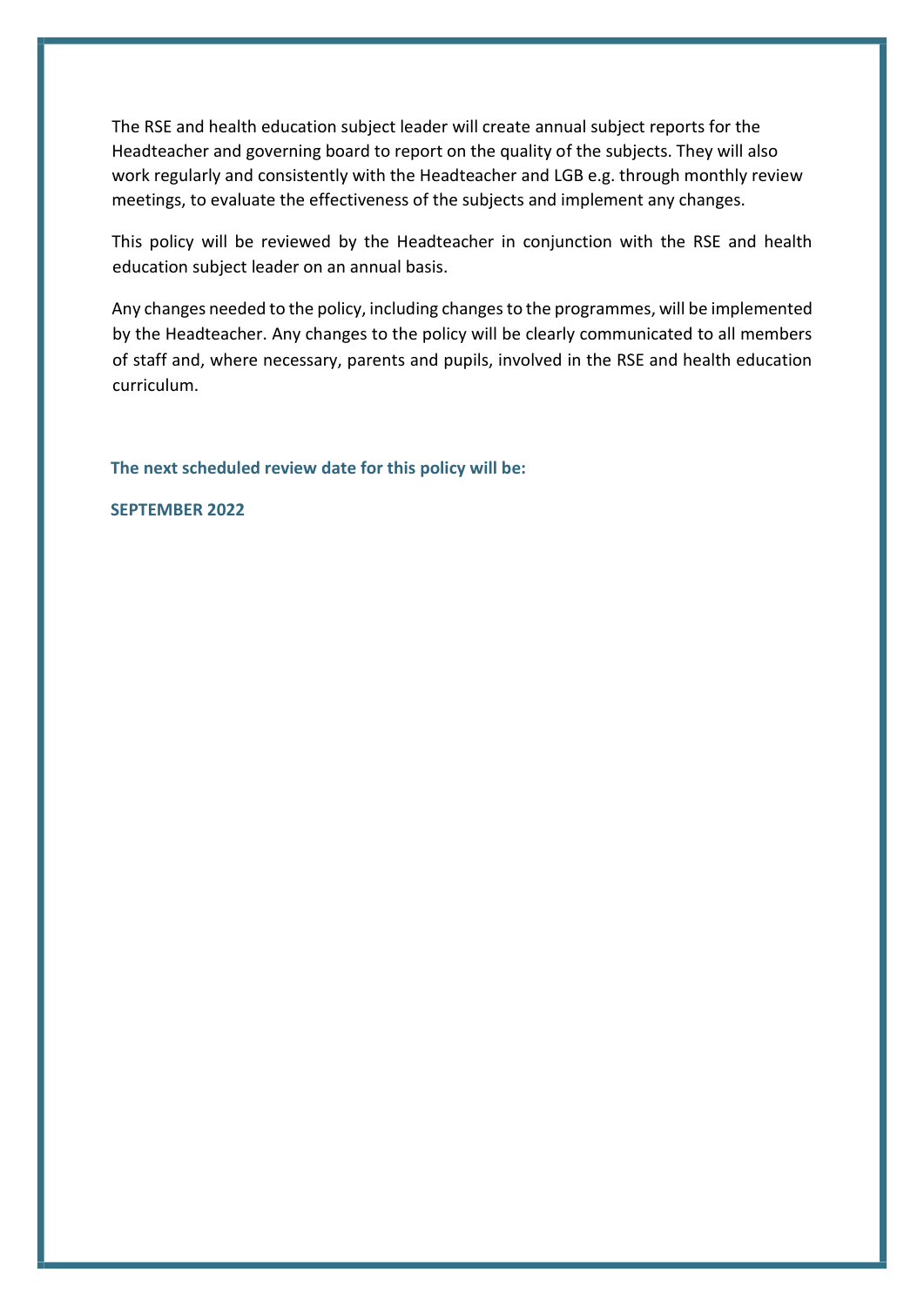The RSE and health education subject leader will create annual subject reports for the Headteacher and governing board to report on the quality of the subjects. They will also work regularly and consistently with the Headteacher and LGB e.g. through monthly review meetings, to evaluate the effectiveness of the subjects and implement any changes.

This policy will be reviewed by the Headteacher in conjunction with the RSE and health education subject leader on an annual basis.

Any changes needed to the policy, including changes to the programmes, will be implemented by the Headteacher. Any changes to the policy will be clearly communicated to all members of staff and, where necessary, parents and pupils, involved in the RSE and health education curriculum.

**The next scheduled review date for this policy will be:**

**SEPTEMBER 2022**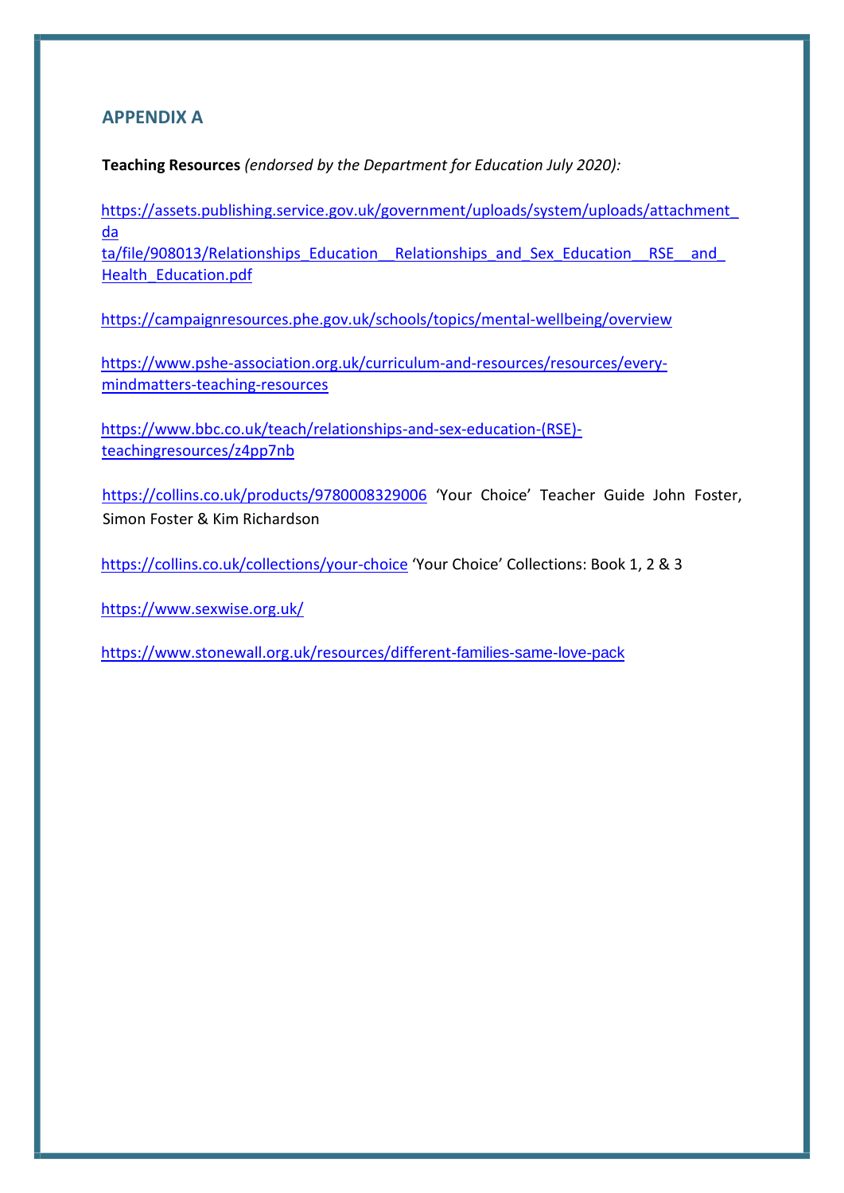## APPENDIX A

**Teaching Resources** *(endorsed by the Department for Education July 2020):*

https://assets.publishing.service.gov.uk/government/uploads/system/uploads/attachment_data/file/908013/Relationships_Education__Relationships_and_Sex_Education__RSE__and_Health_Education.pdf

https://campaignresources.phe.gov.uk/schools/topics/mental-wellbeing/overview

https://www.pshe-association.org.uk/curriculum-and-resources/resources/every-mindmatters-teaching-resources

https://www.bbc.co.uk/teach/relationships-and-sex-education-(RSE)-teachingresources/z4pp7nb

https://collins.co.uk/products/9780008329006 'Your Choice' Teacher Guide John Foster, Simon Foster & Kim Richardson

https://collins.co.uk/collections/your-choice 'Your Choice' Collections: Book 1, 2 & 3

https://www.sexwise.org.uk/

https://www.stonewall.org.uk/resources/different-families-same-love-pack